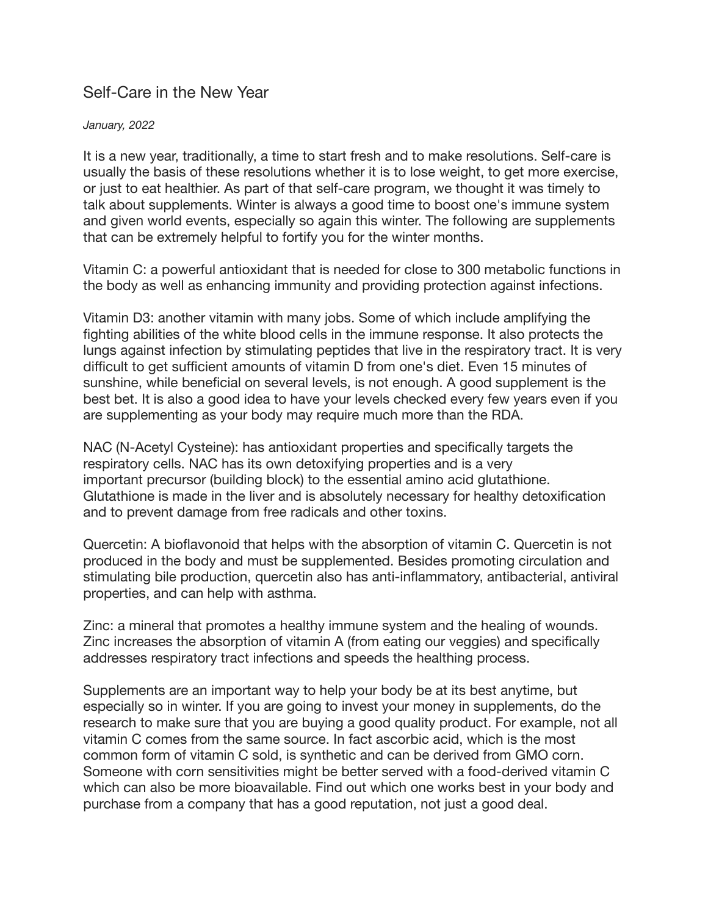# Self-Care in the New Year

*January, 2022*

It is a new year, traditionally, a time to start fresh and to make resolutions. Self-care is usually the basis of these resolutions whether it is to lose weight, to get more exercise, or just to eat healthier. As part of that self-care program, we thought it was timely to talk about supplements. Winter is always a good time to boost one's immune system and given world events, especially so again this winter. The following are supplements that can be extremely helpful to fortify you for the winter months.

Vitamin C: a powerful antioxidant that is needed for close to 300 metabolic functions in the body as well as enhancing immunity and providing protection against infections.

Vitamin D3: another vitamin with many jobs. Some of which include amplifying the fighting abilities of the white blood cells in the immune response. It also protects the lungs against infection by stimulating peptides that live in the respiratory tract. It is very difficult to get sufficient amounts of vitamin D from one's diet. Even 15 minutes of sunshine, while beneficial on several levels, is not enough. A good supplement is the best bet. It is also a good idea to have your levels checked every few years even if you are supplementing as your body may require much more than the RDA.

NAC (N-Acetyl Cysteine): has antioxidant properties and specifically targets the respiratory cells. NAC has its own detoxifying properties and is a very important precursor (building block) to the essential amino acid glutathione. Glutathione is made in the liver and is absolutely necessary for healthy detoxification and to prevent damage from free radicals and other toxins.

Quercetin: A bioflavonoid that helps with the absorption of vitamin C. Quercetin is not produced in the body and must be supplemented. Besides promoting circulation and stimulating bile production, quercetin also has anti-inflammatory, antibacterial, antiviral properties, and can help with asthma.

Zinc: a mineral that promotes a healthy immune system and the healing of wounds. Zinc increases the absorption of vitamin A (from eating our veggies) and specifically addresses respiratory tract infections and speeds the healthing process.

Supplements are an important way to help your body be at its best anytime, but especially so in winter. If you are going to invest your money in supplements, do the research to make sure that you are buying a good quality product. For example, not all vitamin C comes from the same source. In fact ascorbic acid, which is the most common form of vitamin C sold, is synthetic and can be derived from GMO corn. Someone with corn sensitivities might be better served with a food-derived vitamin C which can also be more bioavailable. Find out which one works best in your body and purchase from a company that has a good reputation, not just a good deal.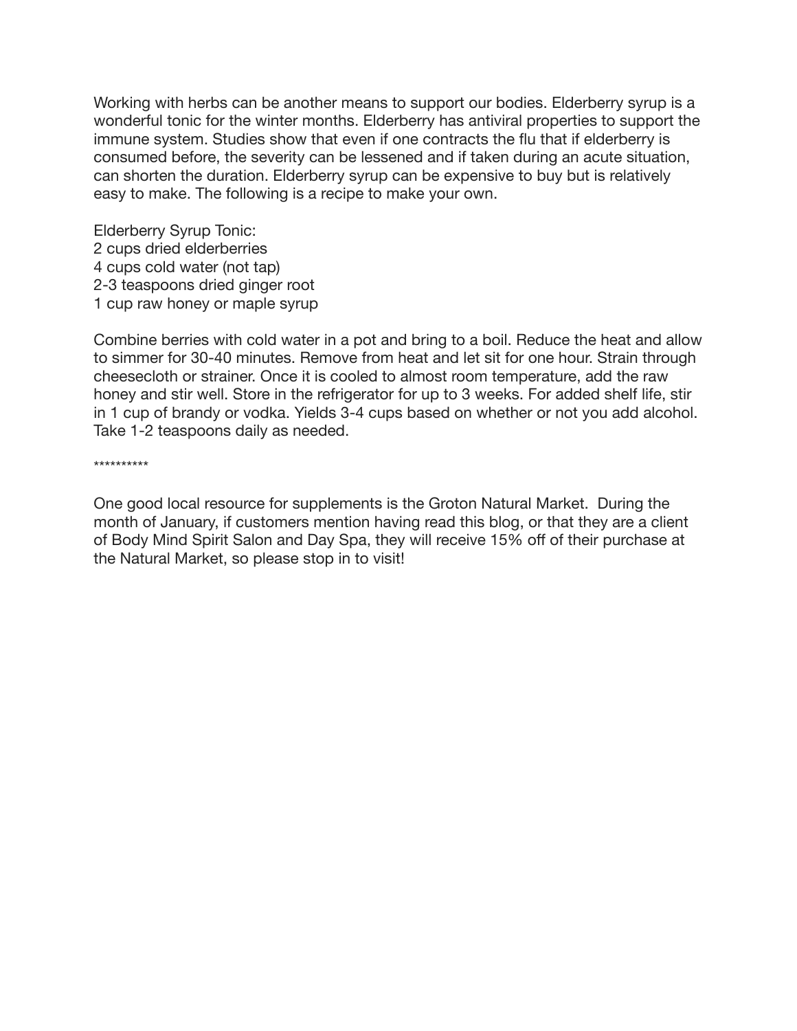Working with herbs can be another means to support our bodies. Elderberry syrup is a wonderful tonic for the winter months. Elderberry has antiviral properties to support the immune system. Studies show that even if one contracts the flu that if elderberry is consumed before, the severity can be lessened and if taken during an acute situation, can shorten the duration. Elderberry syrup can be expensive to buy but is relatively easy to make. The following is a recipe to make your own.

Elderberry Syrup Tonic:
2 cups dried elderberries
4 cups cold water (not tap)
2-3 teaspoons dried ginger root
1 cup raw honey or maple syrup

Combine berries with cold water in a pot and bring to a boil. Reduce the heat and allow to simmer for 30-40 minutes. Remove from heat and let sit for one hour. Strain through cheesecloth or strainer. Once it is cooled to almost room temperature, add the raw honey and stir well. Store in the refrigerator for up to 3 weeks. For added shelf life, stir in 1 cup of brandy or vodka. Yields 3-4 cups based on whether or not you add alcohol. Take 1-2 teaspoons daily as needed.

**********

One good local resource for supplements is the Groton Natural Market. During the month of January, if customers mention having read this blog, or that they are a client of Body Mind Spirit Salon and Day Spa, they will receive 15% off of their purchase at the Natural Market, so please stop in to visit!